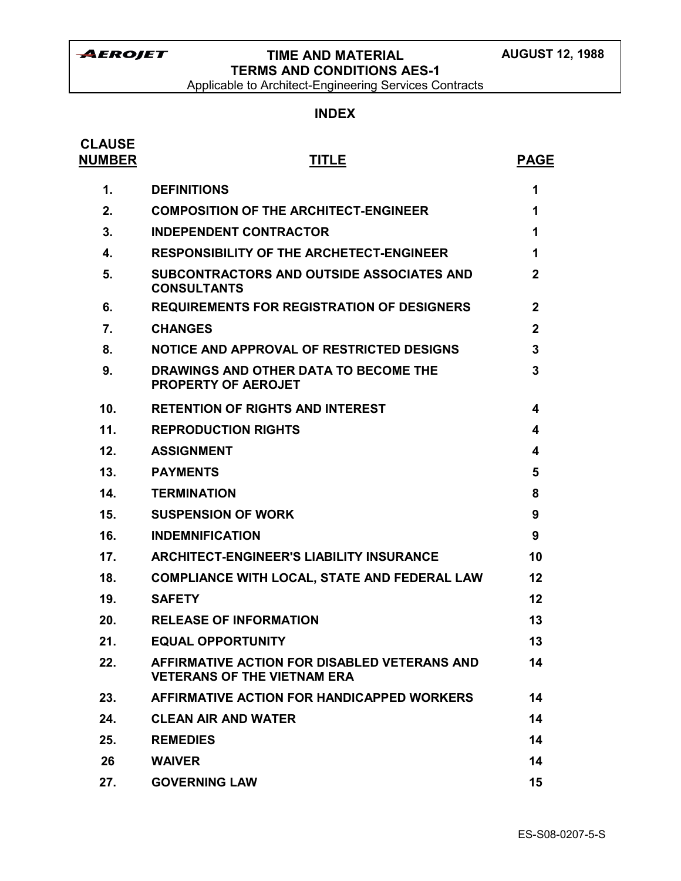**AEROJET** | **TIME AND MATERIAL TERMS AND CONDITIONS AES-1** | **AUGUST 12, 1988**

Applicable to Architect-Engineering Services Contracts

## INDEX

| CLAUSE NUMBER | TITLE | PAGE |
|---|---|---|
| 1. | DEFINITIONS | 1 |
| 2. | COMPOSITION OF THE ARCHITECT-ENGINEER | 1 |
| 3. | INDEPENDENT CONTRACTOR | 1 |
| 4. | RESPONSIBILITY OF THE ARCHETECT-ENGINEER | 1 |
| 5. | SUBCONTRACTORS AND OUTSIDE ASSOCIATES AND CONSULTANTS | 2 |
| 6. | REQUIREMENTS FOR REGISTRATION OF DESIGNERS | 2 |
| 7. | CHANGES | 2 |
| 8. | NOTICE AND APPROVAL OF RESTRICTED DESIGNS | 3 |
| 9. | DRAWINGS AND OTHER DATA TO BECOME THE PROPERTY OF AEROJET | 3 |
| 10. | RETENTION OF RIGHTS AND INTEREST | 4 |
| 11. | REPRODUCTION RIGHTS | 4 |
| 12. | ASSIGNMENT | 4 |
| 13. | PAYMENTS | 5 |
| 14. | TERMINATION | 8 |
| 15. | SUSPENSION OF WORK | 9 |
| 16. | INDEMNIFICATION | 9 |
| 17. | ARCHITECT-ENGINEER'S LIABILITY INSURANCE | 10 |
| 18. | COMPLIANCE WITH LOCAL, STATE AND FEDERAL LAW | 12 |
| 19. | SAFETY | 12 |
| 20. | RELEASE OF INFORMATION | 13 |
| 21. | EQUAL OPPORTUNITY | 13 |
| 22. | AFFIRMATIVE ACTION FOR DISABLED VETERANS AND VETERANS OF THE VIETNAM ERA | 14 |
| 23. | AFFIRMATIVE ACTION FOR HANDICAPPED WORKERS | 14 |
| 24. | CLEAN AIR AND WATER | 14 |
| 25. | REMEDIES | 14 |
| 26 | WAIVER | 14 |
| 27. | GOVERNING LAW | 15 |

ES-S08-0207-5-S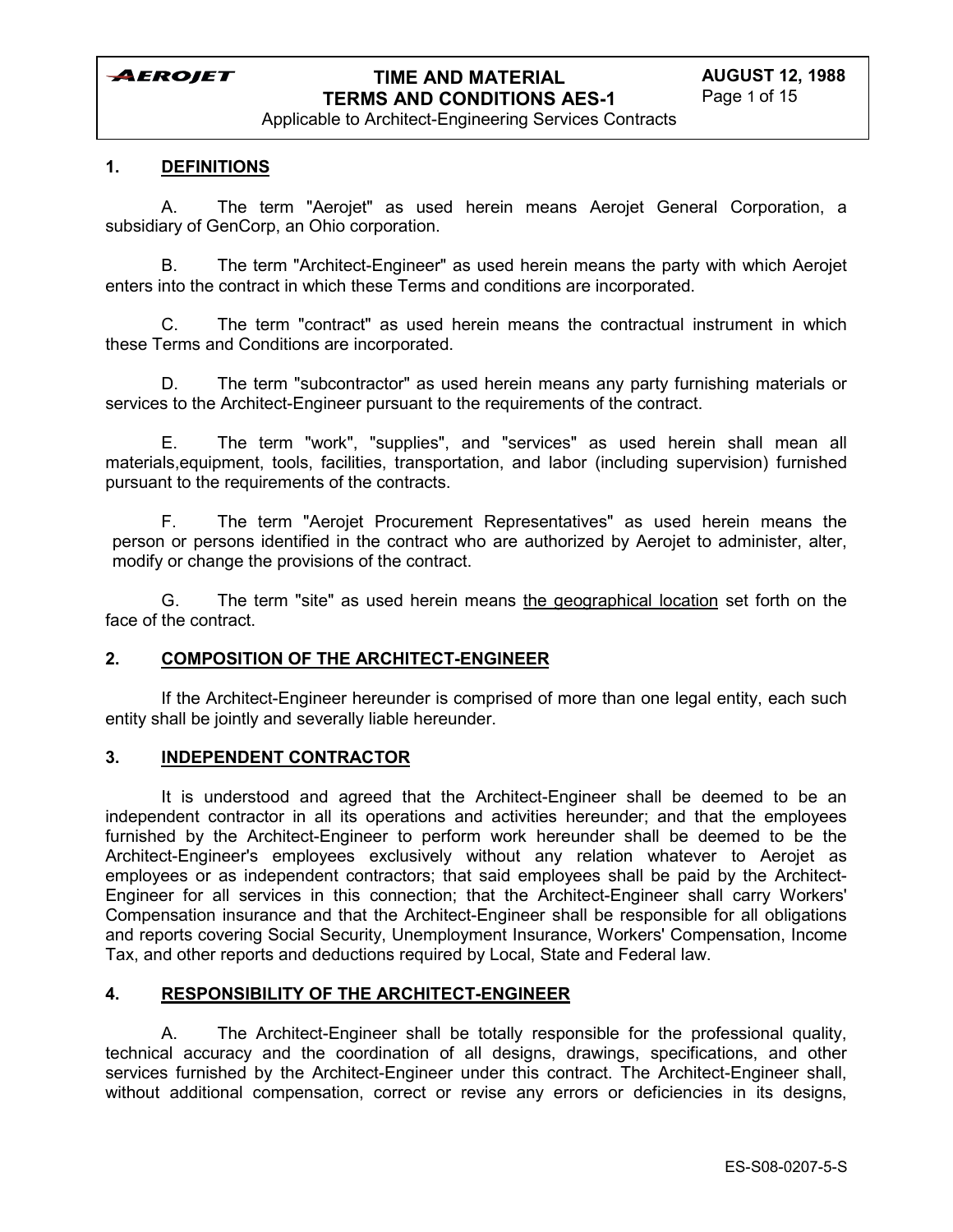## 1. DEFINITIONS

A. The term "Aerojet" as used herein means Aerojet General Corporation, a subsidiary of GenCorp, an Ohio corporation.

B. The term "Architect-Engineer" as used herein means the party with which Aerojet enters into the contract in which these Terms and conditions are incorporated.

C. The term "contract" as used herein means the contractual instrument in which these Terms and Conditions are incorporated.

D. The term "subcontractor" as used herein means any party furnishing materials or services to the Architect-Engineer pursuant to the requirements of the contract.

E. The term "work", "supplies", and "services" as used herein shall mean all materials,equipment, tools, facilities, transportation, and labor (including supervision) furnished pursuant to the requirements of the contracts.

F. The term "Aerojet Procurement Representatives" as used herein means the person or persons identified in the contract who are authorized by Aerojet to administer, alter, modify or change the provisions of the contract.

G. The term "site" as used herein means the geographical location set forth on the face of the contract.

## 2. COMPOSITION OF THE ARCHITECT-ENGINEER

If the Architect-Engineer hereunder is comprised of more than one legal entity, each such entity shall be jointly and severally liable hereunder.

## 3. INDEPENDENT CONTRACTOR

It is understood and agreed that the Architect-Engineer shall be deemed to be an independent contractor in all its operations and activities hereunder; and that the employees furnished by the Architect-Engineer to perform work hereunder shall be deemed to be the Architect-Engineer's employees exclusively without any relation whatever to Aerojet as employees or as independent contractors; that said employees shall be paid by the Architect-Engineer for all services in this connection; that the Architect-Engineer shall carry Workers' Compensation insurance and that the Architect-Engineer shall be responsible for all obligations and reports covering Social Security, Unemployment Insurance, Workers' Compensation, Income Tax, and other reports and deductions required by Local, State and Federal law.

## 4. RESPONSIBILITY OF THE ARCHITECT-ENGINEER

A. The Architect-Engineer shall be totally responsible for the professional quality, technical accuracy and the coordination of all designs, drawings, specifications, and other services furnished by the Architect-Engineer under this contract. The Architect-Engineer shall, without additional compensation, correct or revise any errors or deficiencies in its designs,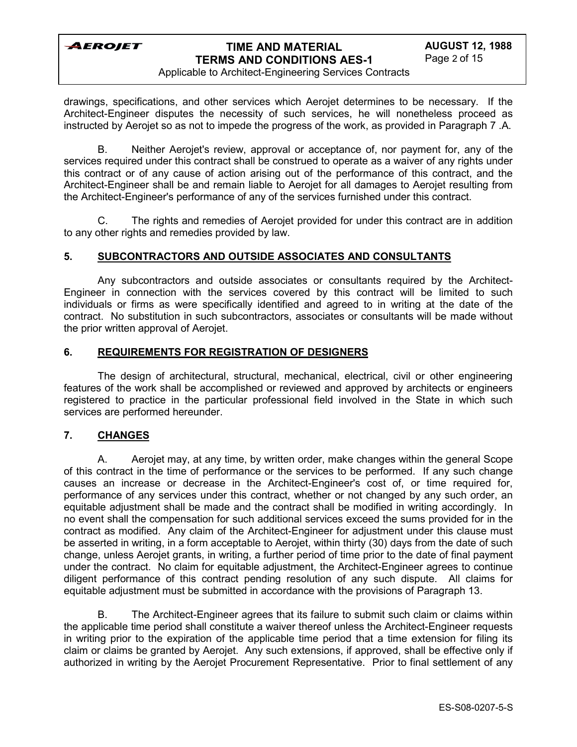drawings, specifications, and other services which Aerojet determines to be necessary. If the Architect-Engineer disputes the necessity of such services, he will nonetheless proceed as instructed by Aerojet so as not to impede the progress of the work, as provided in Paragraph 7 .A.

B. Neither Aerojet's review, approval or acceptance of, nor payment for, any of the services required under this contract shall be construed to operate as a waiver of any rights under this contract or of any cause of action arising out of the performance of this contract, and the Architect-Engineer shall be and remain liable to Aerojet for all damages to Aerojet resulting from the Architect-Engineer's performance of any of the services furnished under this contract.

C. The rights and remedies of Aerojet provided for under this contract are in addition to any other rights and remedies provided by law.

## 5. SUBCONTRACTORS AND OUTSIDE ASSOCIATES AND CONSULTANTS

Any subcontractors and outside associates or consultants required by the Architect-Engineer in connection with the services covered by this contract will be limited to such individuals or firms as were specifically identified and agreed to in writing at the date of the contract. No substitution in such subcontractors, associates or consultants will be made without the prior written approval of Aerojet.

## 6. REQUIREMENTS FOR REGISTRATION OF DESIGNERS

The design of architectural, structural, mechanical, electrical, civil or other engineering features of the work shall be accomplished or reviewed and approved by architects or engineers registered to practice in the particular professional field involved in the State in which such services are performed hereunder.

## 7. CHANGES

A. Aerojet may, at any time, by written order, make changes within the general Scope of this contract in the time of performance or the services to be performed. If any such change causes an increase or decrease in the Architect-Engineer's cost of, or time required for, performance of any services under this contract, whether or not changed by any such order, an equitable adjustment shall be made and the contract shall be modified in writing accordingly. In no event shall the compensation for such additional services exceed the sums provided for in the contract as modified. Any claim of the Architect-Engineer for adjustment under this clause must be asserted in writing, in a form acceptable to Aerojet, within thirty (30) days from the date of such change, unless Aerojet grants, in writing, a further period of time prior to the date of final payment under the contract. No claim for equitable adjustment, the Architect-Engineer agrees to continue diligent performance of this contract pending resolution of any such dispute. All claims for equitable adjustment must be submitted in accordance with the provisions of Paragraph 13.

B. The Architect-Engineer agrees that its failure to submit such claim or claims within the applicable time period shall constitute a waiver thereof unless the Architect-Engineer requests in writing prior to the expiration of the applicable time period that a time extension for filing its claim or claims be granted by Aerojet. Any such extensions, if approved, shall be effective only if authorized in writing by the Aerojet Procurement Representative. Prior to final settlement of any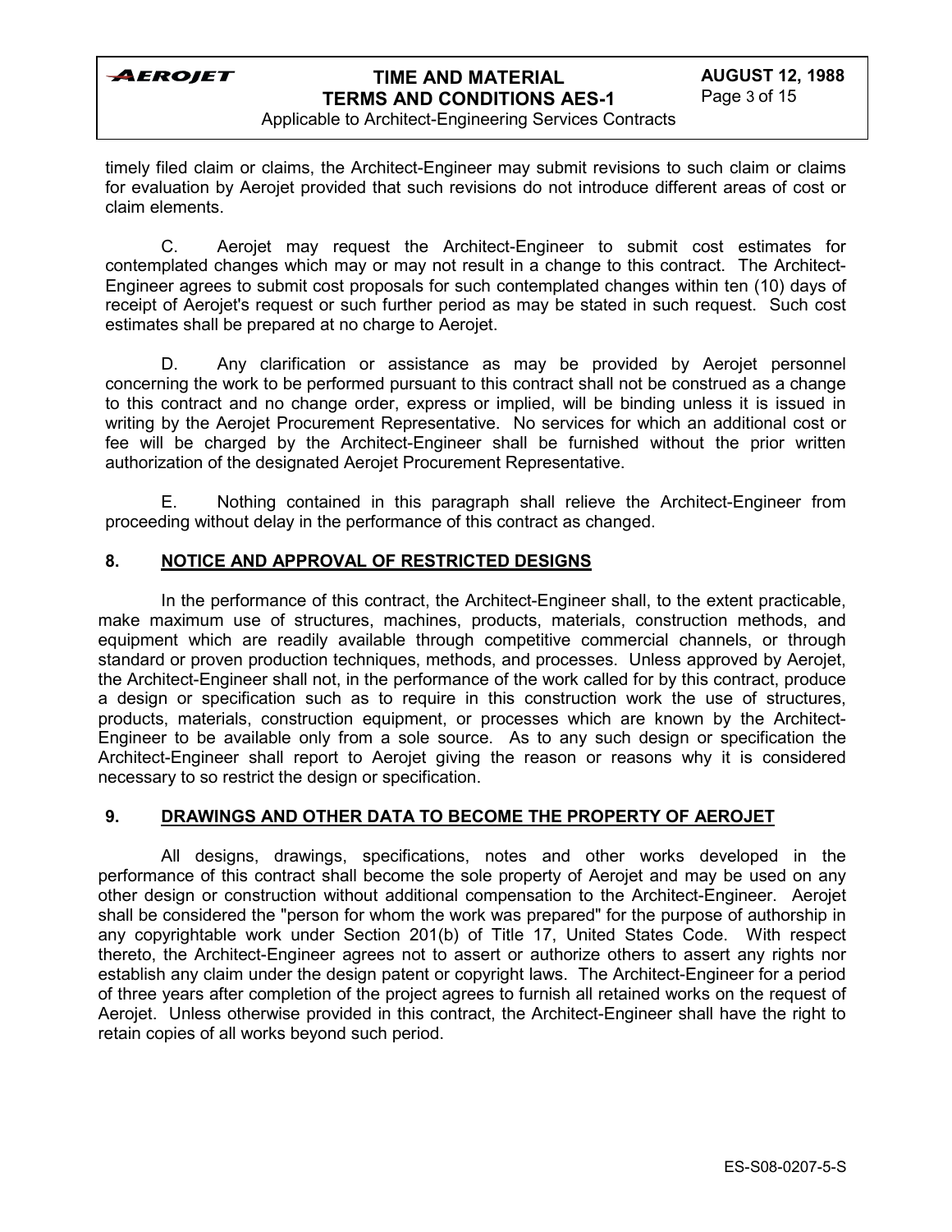timely filed claim or claims, the Architect-Engineer may submit revisions to such claim or claims for evaluation by Aerojet provided that such revisions do not introduce different areas of cost or claim elements.

C. Aerojet may request the Architect-Engineer to submit cost estimates for contemplated changes which may or may not result in a change to this contract. The Architect-Engineer agrees to submit cost proposals for such contemplated changes within ten (10) days of receipt of Aerojet's request or such further period as may be stated in such request. Such cost estimates shall be prepared at no charge to Aerojet.

D. Any clarification or assistance as may be provided by Aerojet personnel concerning the work to be performed pursuant to this contract shall not be construed as a change to this contract and no change order, express or implied, will be binding unless it is issued in writing by the Aerojet Procurement Representative. No services for which an additional cost or fee will be charged by the Architect-Engineer shall be furnished without the prior written authorization of the designated Aerojet Procurement Representative.

E. Nothing contained in this paragraph shall relieve the Architect-Engineer from proceeding without delay in the performance of this contract as changed.

## 8. NOTICE AND APPROVAL OF RESTRICTED DESIGNS

In the performance of this contract, the Architect-Engineer shall, to the extent practicable, make maximum use of structures, machines, products, materials, construction methods, and equipment which are readily available through competitive commercial channels, or through standard or proven production techniques, methods, and processes. Unless approved by Aerojet, the Architect-Engineer shall not, in the performance of the work called for by this contract, produce a design or specification such as to require in this construction work the use of structures, products, materials, construction equipment, or processes which are known by the Architect-Engineer to be available only from a sole source. As to any such design or specification the Architect-Engineer shall report to Aerojet giving the reason or reasons why it is considered necessary to so restrict the design or specification.

## 9. DRAWINGS AND OTHER DATA TO BECOME THE PROPERTY OF AEROJET

All designs, drawings, specifications, notes and other works developed in the performance of this contract shall become the sole property of Aerojet and may be used on any other design or construction without additional compensation to the Architect-Engineer. Aerojet shall be considered the "person for whom the work was prepared" for the purpose of authorship in any copyrightable work under Section 201(b) of Title 17, United States Code. With respect thereto, the Architect-Engineer agrees not to assert or authorize others to assert any rights nor establish any claim under the design patent or copyright laws. The Architect-Engineer for a period of three years after completion of the project agrees to furnish all retained works on the request of Aerojet. Unless otherwise provided in this contract, the Architect-Engineer shall have the right to retain copies of all works beyond such period.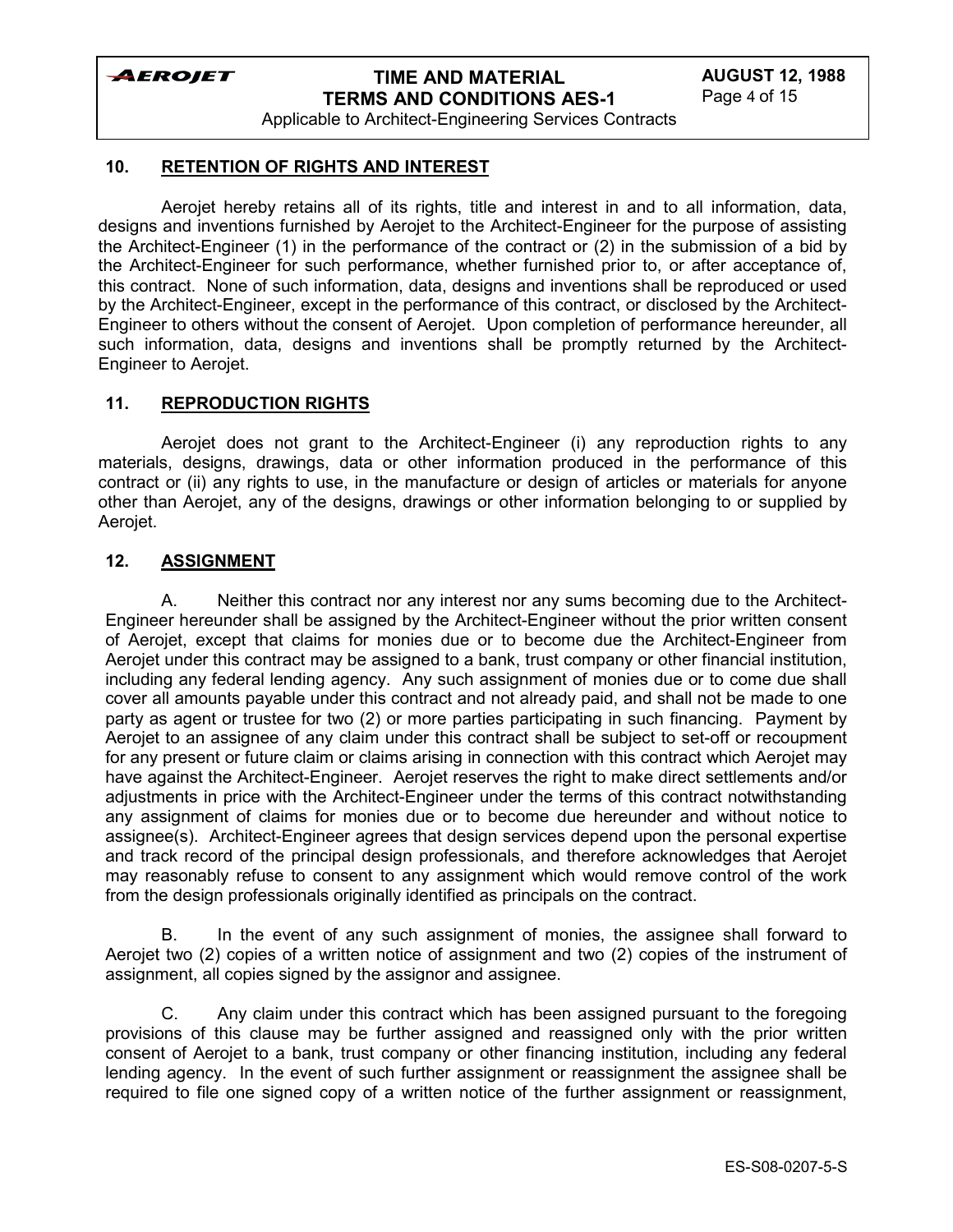## 10. RETENTION OF RIGHTS AND INTEREST

Aerojet hereby retains all of its rights, title and interest in and to all information, data, designs and inventions furnished by Aerojet to the Architect-Engineer for the purpose of assisting the Architect-Engineer (1) in the performance of the contract or (2) in the submission of a bid by the Architect-Engineer for such performance, whether furnished prior to, or after acceptance of, this contract. None of such information, data, designs and inventions shall be reproduced or used by the Architect-Engineer, except in the performance of this contract, or disclosed by the Architect-Engineer to others without the consent of Aerojet. Upon completion of performance hereunder, all such information, data, designs and inventions shall be promptly returned by the Architect-Engineer to Aerojet.

## 11. REPRODUCTION RIGHTS

Aerojet does not grant to the Architect-Engineer (i) any reproduction rights to any materials, designs, drawings, data or other information produced in the performance of this contract or (ii) any rights to use, in the manufacture or design of articles or materials for anyone other than Aerojet, any of the designs, drawings or other information belonging to or supplied by Aerojet.

## 12. ASSIGNMENT

A. Neither this contract nor any interest nor any sums becoming due to the Architect-Engineer hereunder shall be assigned by the Architect-Engineer without the prior written consent of Aerojet, except that claims for monies due or to become due the Architect-Engineer from Aerojet under this contract may be assigned to a bank, trust company or other financial institution, including any federal lending agency. Any such assignment of monies due or to come due shall cover all amounts payable under this contract and not already paid, and shall not be made to one party as agent or trustee for two (2) or more parties participating in such financing. Payment by Aerojet to an assignee of any claim under this contract shall be subject to set-off or recoupment for any present or future claim or claims arising in connection with this contract which Aerojet may have against the Architect-Engineer. Aerojet reserves the right to make direct settlements and/or adjustments in price with the Architect-Engineer under the terms of this contract notwithstanding any assignment of claims for monies due or to become due hereunder and without notice to assignee(s). Architect-Engineer agrees that design services depend upon the personal expertise and track record of the principal design professionals, and therefore acknowledges that Aerojet may reasonably refuse to consent to any assignment which would remove control of the work from the design professionals originally identified as principals on the contract.

B. In the event of any such assignment of monies, the assignee shall forward to Aerojet two (2) copies of a written notice of assignment and two (2) copies of the instrument of assignment, all copies signed by the assignor and assignee.

C. Any claim under this contract which has been assigned pursuant to the foregoing provisions of this clause may be further assigned and reassigned only with the prior written consent of Aerojet to a bank, trust company or other financing institution, including any federal lending agency. In the event of such further assignment or reassignment the assignee shall be required to file one signed copy of a written notice of the further assignment or reassignment,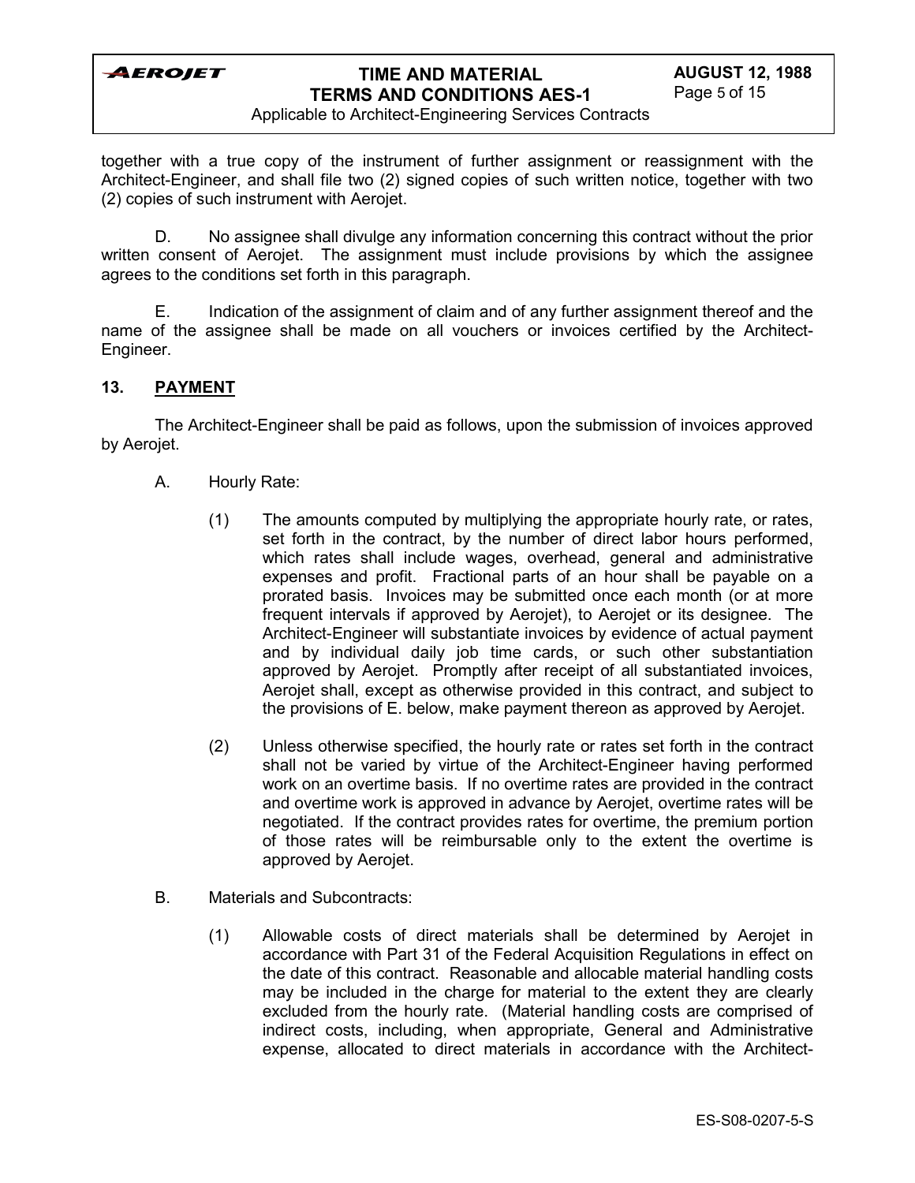together with a true copy of the instrument of further assignment or reassignment with the Architect-Engineer, and shall file two (2) signed copies of such written notice, together with two (2) copies of such instrument with Aerojet.

D. No assignee shall divulge any information concerning this contract without the prior written consent of Aerojet. The assignment must include provisions by which the assignee agrees to the conditions set forth in this paragraph.

E. Indication of the assignment of claim and of any further assignment thereof and the name of the assignee shall be made on all vouchers or invoices certified by the Architect-Engineer.

## 13. PAYMENT

The Architect-Engineer shall be paid as follows, upon the submission of invoices approved by Aerojet.

A. Hourly Rate:

(1) The amounts computed by multiplying the appropriate hourly rate, or rates, set forth in the contract, by the number of direct labor hours performed, which rates shall include wages, overhead, general and administrative expenses and profit. Fractional parts of an hour shall be payable on a prorated basis. Invoices may be submitted once each month (or at more frequent intervals if approved by Aerojet), to Aerojet or its designee. The Architect-Engineer will substantiate invoices by evidence of actual payment and by individual daily job time cards, or such other substantiation approved by Aerojet. Promptly after receipt of all substantiated invoices, Aerojet shall, except as otherwise provided in this contract, and subject to the provisions of E. below, make payment thereon as approved by Aerojet.

(2) Unless otherwise specified, the hourly rate or rates set forth in the contract shall not be varied by virtue of the Architect-Engineer having performed work on an overtime basis. If no overtime rates are provided in the contract and overtime work is approved in advance by Aerojet, overtime rates will be negotiated. If the contract provides rates for overtime, the premium portion of those rates will be reimbursable only to the extent the overtime is approved by Aerojet.

B. Materials and Subcontracts:

(1) Allowable costs of direct materials shall be determined by Aerojet in accordance with Part 31 of the Federal Acquisition Regulations in effect on the date of this contract. Reasonable and allocable material handling costs may be included in the charge for material to the extent they are clearly excluded from the hourly rate. (Material handling costs are comprised of indirect costs, including, when appropriate, General and Administrative expense, allocated to direct materials in accordance with the Architect-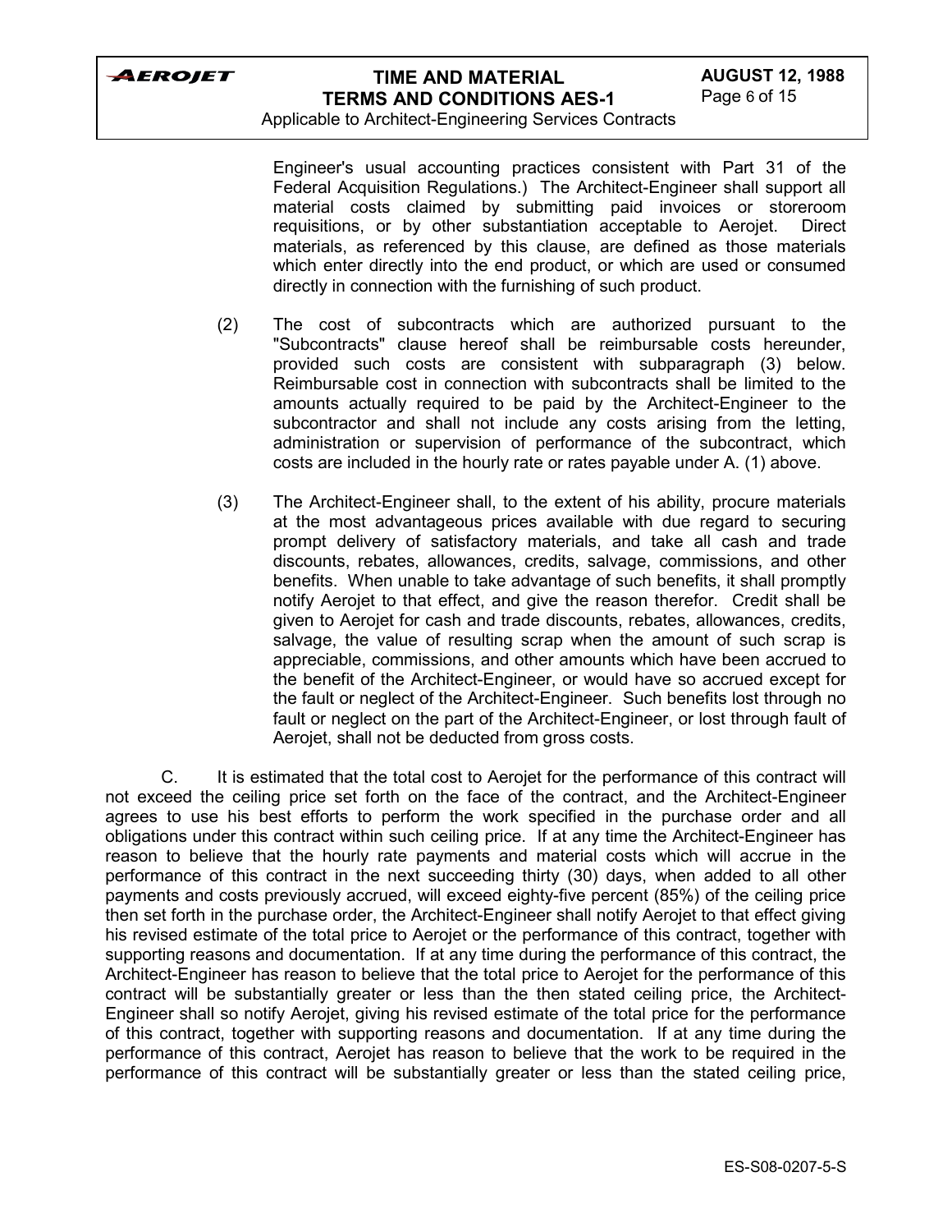Engineer's usual accounting practices consistent with Part 31 of the Federal Acquisition Regulations.) The Architect-Engineer shall support all material costs claimed by submitting paid invoices or storeroom requisitions, or by other substantiation acceptable to Aerojet. Direct materials, as referenced by this clause, are defined as those materials which enter directly into the end product, or which are used or consumed directly in connection with the furnishing of such product.

(2) The cost of subcontracts which are authorized pursuant to the "Subcontracts" clause hereof shall be reimbursable costs hereunder, provided such costs are consistent with subparagraph (3) below. Reimbursable cost in connection with subcontracts shall be limited to the amounts actually required to be paid by the Architect-Engineer to the subcontractor and shall not include any costs arising from the letting, administration or supervision of performance of the subcontract, which costs are included in the hourly rate or rates payable under A. (1) above.

(3) The Architect-Engineer shall, to the extent of his ability, procure materials at the most advantageous prices available with due regard to securing prompt delivery of satisfactory materials, and take all cash and trade discounts, rebates, allowances, credits, salvage, commissions, and other benefits. When unable to take advantage of such benefits, it shall promptly notify Aerojet to that effect, and give the reason therefor. Credit shall be given to Aerojet for cash and trade discounts, rebates, allowances, credits, salvage, the value of resulting scrap when the amount of such scrap is appreciable, commissions, and other amounts which have been accrued to the benefit of the Architect-Engineer, or would have so accrued except for the fault or neglect of the Architect-Engineer. Such benefits lost through no fault or neglect on the part of the Architect-Engineer, or lost through fault of Aerojet, shall not be deducted from gross costs.

C. It is estimated that the total cost to Aerojet for the performance of this contract will not exceed the ceiling price set forth on the face of the contract, and the Architect-Engineer agrees to use his best efforts to perform the work specified in the purchase order and all obligations under this contract within such ceiling price. If at any time the Architect-Engineer has reason to believe that the hourly rate payments and material costs which will accrue in the performance of this contract in the next succeeding thirty (30) days, when added to all other payments and costs previously accrued, will exceed eighty-five percent (85%) of the ceiling price then set forth in the purchase order, the Architect-Engineer shall notify Aerojet to that effect giving his revised estimate of the total price to Aerojet or the performance of this contract, together with supporting reasons and documentation. If at any time during the performance of this contract, the Architect-Engineer has reason to believe that the total price to Aerojet for the performance of this contract will be substantially greater or less than the then stated ceiling price, the Architect-Engineer shall so notify Aerojet, giving his revised estimate of the total price for the performance of this contract, together with supporting reasons and documentation. If at any time during the performance of this contract, Aerojet has reason to believe that the work to be required in the performance of this contract will be substantially greater or less than the stated ceiling price,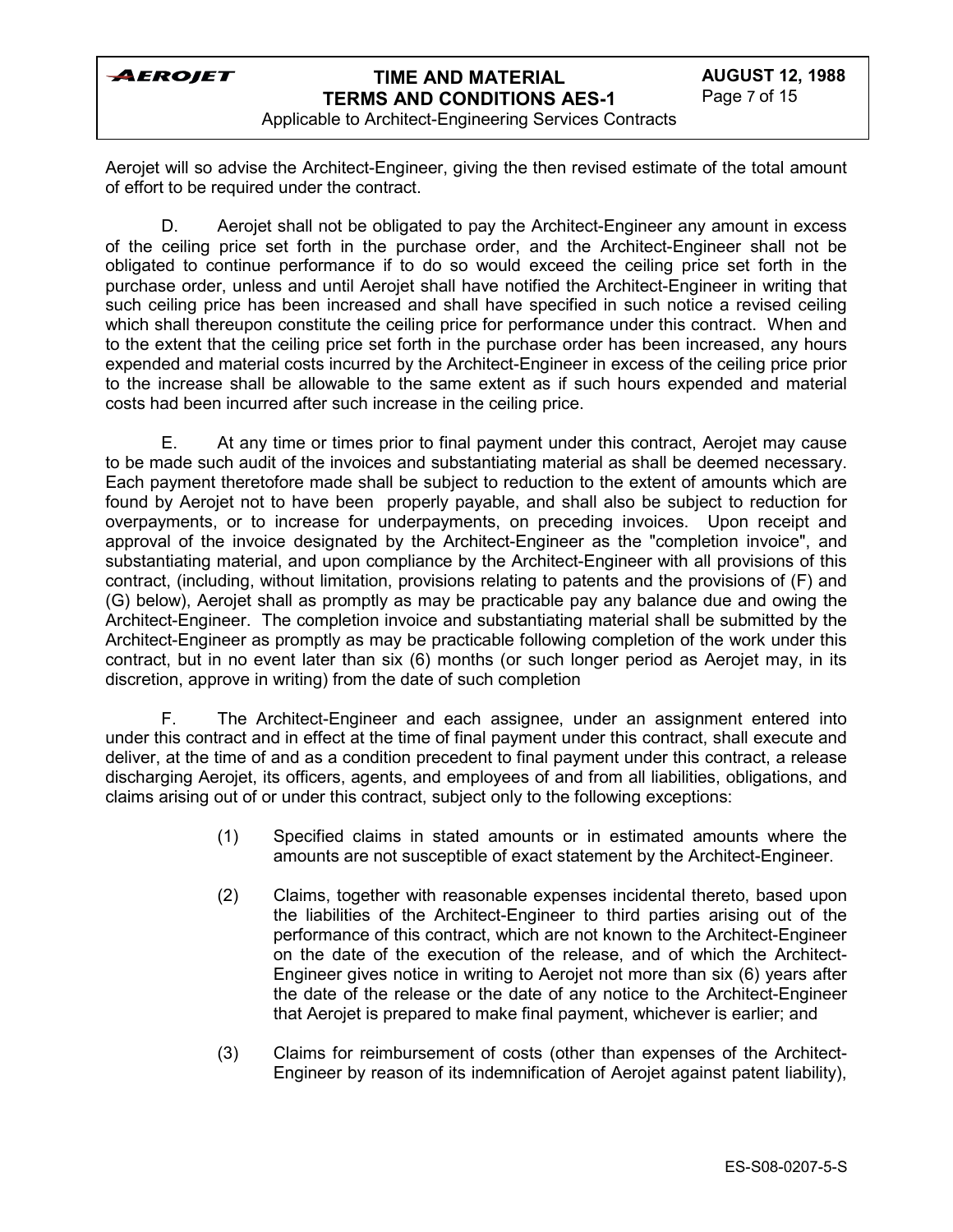Aerojet will so advise the Architect-Engineer, giving the then revised estimate of the total amount of effort to be required under the contract.

D. Aerojet shall not be obligated to pay the Architect-Engineer any amount in excess of the ceiling price set forth in the purchase order, and the Architect-Engineer shall not be obligated to continue performance if to do so would exceed the ceiling price set forth in the purchase order, unless and until Aerojet shall have notified the Architect-Engineer in writing that such ceiling price has been increased and shall have specified in such notice a revised ceiling which shall thereupon constitute the ceiling price for performance under this contract. When and to the extent that the ceiling price set forth in the purchase order has been increased, any hours expended and material costs incurred by the Architect-Engineer in excess of the ceiling price prior to the increase shall be allowable to the same extent as if such hours expended and material costs had been incurred after such increase in the ceiling price.

E. At any time or times prior to final payment under this contract, Aerojet may cause to be made such audit of the invoices and substantiating material as shall be deemed necessary. Each payment theretofore made shall be subject to reduction to the extent of amounts which are found by Aerojet not to have been properly payable, and shall also be subject to reduction for overpayments, or to increase for underpayments, on preceding invoices. Upon receipt and approval of the invoice designated by the Architect-Engineer as the "completion invoice", and substantiating material, and upon compliance by the Architect-Engineer with all provisions of this contract, (including, without limitation, provisions relating to patents and the provisions of (F) and (G) below), Aerojet shall as promptly as may be practicable pay any balance due and owing the Architect-Engineer. The completion invoice and substantiating material shall be submitted by the Architect-Engineer as promptly as may be practicable following completion of the work under this contract, but in no event later than six (6) months (or such longer period as Aerojet may, in its discretion, approve in writing) from the date of such completion

F. The Architect-Engineer and each assignee, under an assignment entered into under this contract and in effect at the time of final payment under this contract, shall execute and deliver, at the time of and as a condition precedent to final payment under this contract, a release discharging Aerojet, its officers, agents, and employees of and from all liabilities, obligations, and claims arising out of or under this contract, subject only to the following exceptions:

(1) Specified claims in stated amounts or in estimated amounts where the amounts are not susceptible of exact statement by the Architect-Engineer.

(2) Claims, together with reasonable expenses incidental thereto, based upon the liabilities of the Architect-Engineer to third parties arising out of the performance of this contract, which are not known to the Architect-Engineer on the date of the execution of the release, and of which the Architect-Engineer gives notice in writing to Aerojet not more than six (6) years after the date of the release or the date of any notice to the Architect-Engineer that Aerojet is prepared to make final payment, whichever is earlier; and

(3) Claims for reimbursement of costs (other than expenses of the Architect-Engineer by reason of its indemnification of Aerojet against patent liability),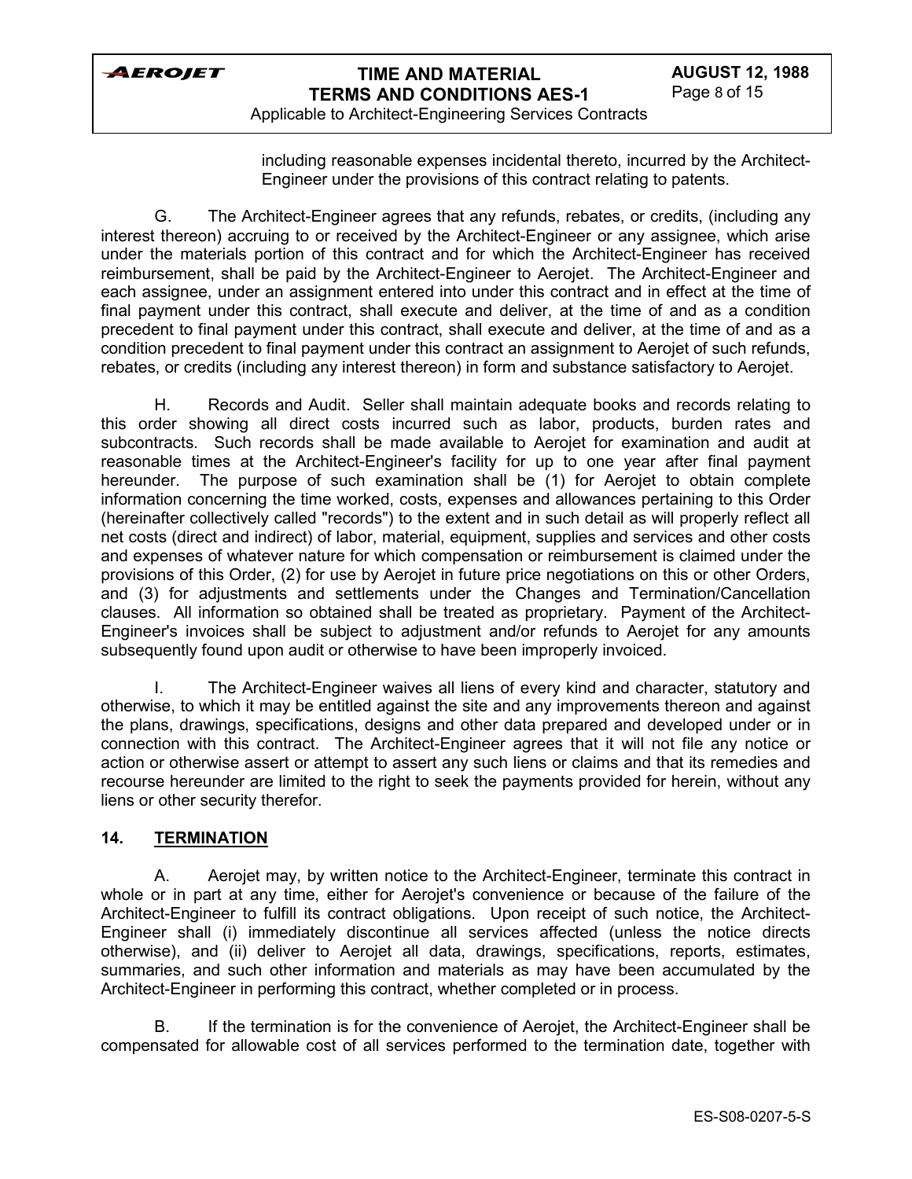including reasonable expenses incidental thereto, incurred by the Architect-Engineer under the provisions of this contract relating to patents.

G. The Architect-Engineer agrees that any refunds, rebates, or credits, (including any interest thereon) accruing to or received by the Architect-Engineer or any assignee, which arise under the materials portion of this contract and for which the Architect-Engineer has received reimbursement, shall be paid by the Architect-Engineer to Aerojet. The Architect-Engineer and each assignee, under an assignment entered into under this contract and in effect at the time of final payment under this contract, shall execute and deliver, at the time of and as a condition precedent to final payment under this contract, shall execute and deliver, at the time of and as a condition precedent to final payment under this contract an assignment to Aerojet of such refunds, rebates, or credits (including any interest thereon) in form and substance satisfactory to Aerojet.

H. Records and Audit. Seller shall maintain adequate books and records relating to this order showing all direct costs incurred such as labor, products, burden rates and subcontracts. Such records shall be made available to Aerojet for examination and audit at reasonable times at the Architect-Engineer's facility for up to one year after final payment hereunder. The purpose of such examination shall be (1) for Aerojet to obtain complete information concerning the time worked, costs, expenses and allowances pertaining to this Order (hereinafter collectively called "records") to the extent and in such detail as will properly reflect all net costs (direct and indirect) of labor, material, equipment, supplies and services and other costs and expenses of whatever nature for which compensation or reimbursement is claimed under the provisions of this Order, (2) for use by Aerojet in future price negotiations on this or other Orders, and (3) for adjustments and settlements under the Changes and Termination/Cancellation clauses. All information so obtained shall be treated as proprietary. Payment of the Architect-Engineer's invoices shall be subject to adjustment and/or refunds to Aerojet for any amounts subsequently found upon audit or otherwise to have been improperly invoiced.

I. The Architect-Engineer waives all liens of every kind and character, statutory and otherwise, to which it may be entitled against the site and any improvements thereon and against the plans, drawings, specifications, designs and other data prepared and developed under or in connection with this contract. The Architect-Engineer agrees that it will not file any notice or action or otherwise assert or attempt to assert any such liens or claims and that its remedies and recourse hereunder are limited to the right to seek the payments provided for herein, without any liens or other security therefor.

## 14. TERMINATION

A. Aerojet may, by written notice to the Architect-Engineer, terminate this contract in whole or in part at any time, either for Aerojet's convenience or because of the failure of the Architect-Engineer to fulfill its contract obligations. Upon receipt of such notice, the Architect-Engineer shall (i) immediately discontinue all services affected (unless the notice directs otherwise), and (ii) deliver to Aerojet all data, drawings, specifications, reports, estimates, summaries, and such other information and materials as may have been accumulated by the Architect-Engineer in performing this contract, whether completed or in process.

B. If the termination is for the convenience of Aerojet, the Architect-Engineer shall be compensated for allowable cost of all services performed to the termination date, together with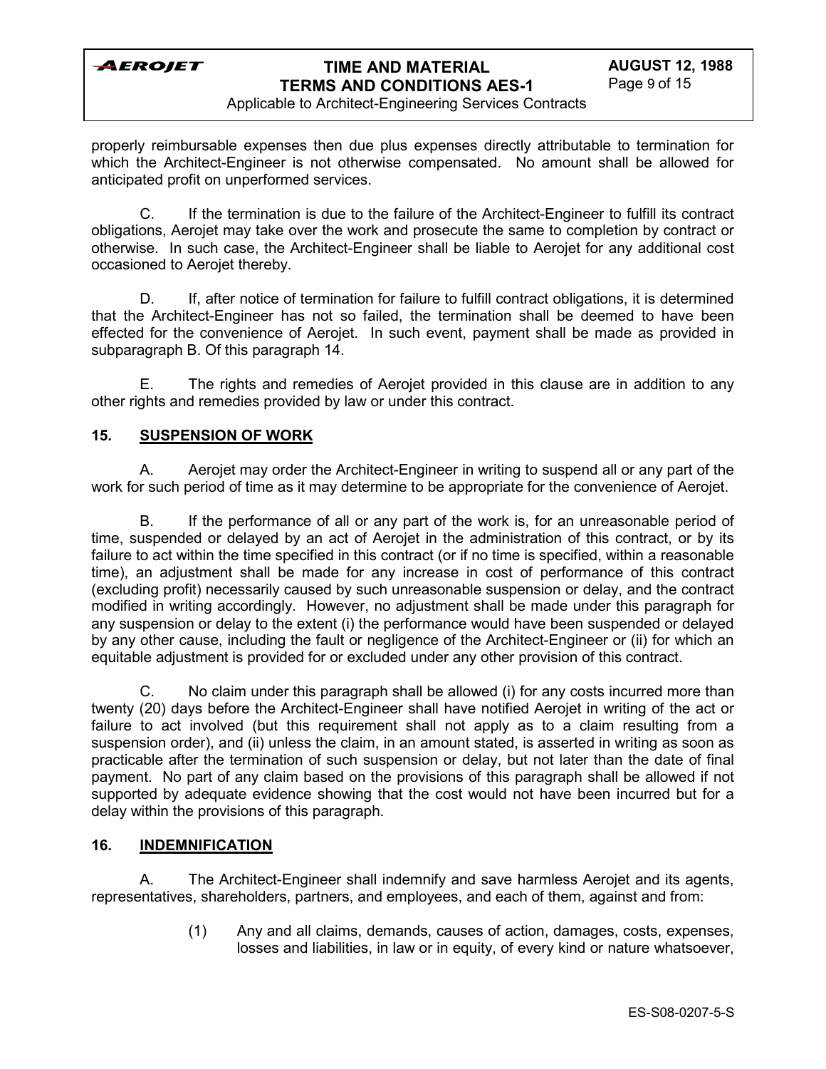properly reimbursable expenses then due plus expenses directly attributable to termination for which the Architect-Engineer is not otherwise compensated. No amount shall be allowed for anticipated profit on unperformed services.

C. If the termination is due to the failure of the Architect-Engineer to fulfill its contract obligations, Aerojet may take over the work and prosecute the same to completion by contract or otherwise. In such case, the Architect-Engineer shall be liable to Aerojet for any additional cost occasioned to Aerojet thereby.

D. If, after notice of termination for failure to fulfill contract obligations, it is determined that the Architect-Engineer has not so failed, the termination shall be deemed to have been effected for the convenience of Aerojet. In such event, payment shall be made as provided in subparagraph B. Of this paragraph 14.

E. The rights and remedies of Aerojet provided in this clause are in addition to any other rights and remedies provided by law or under this contract.

## 15. SUSPENSION OF WORK

A. Aerojet may order the Architect-Engineer in writing to suspend all or any part of the work for such period of time as it may determine to be appropriate for the convenience of Aerojet.

B. If the performance of all or any part of the work is, for an unreasonable period of time, suspended or delayed by an act of Aerojet in the administration of this contract, or by its failure to act within the time specified in this contract (or if no time is specified, within a reasonable time), an adjustment shall be made for any increase in cost of performance of this contract (excluding profit) necessarily caused by such unreasonable suspension or delay, and the contract modified in writing accordingly. However, no adjustment shall be made under this paragraph for any suspension or delay to the extent (i) the performance would have been suspended or delayed by any other cause, including the fault or negligence of the Architect-Engineer or (ii) for which an equitable adjustment is provided for or excluded under any other provision of this contract.

C. No claim under this paragraph shall be allowed (i) for any costs incurred more than twenty (20) days before the Architect-Engineer shall have notified Aerojet in writing of the act or failure to act involved (but this requirement shall not apply as to a claim resulting from a suspension order), and (ii) unless the claim, in an amount stated, is asserted in writing as soon as practicable after the termination of such suspension or delay, but not later than the date of final payment. No part of any claim based on the provisions of this paragraph shall be allowed if not supported by adequate evidence showing that the cost would not have been incurred but for a delay within the provisions of this paragraph.

## 16. INDEMNIFICATION

A. The Architect-Engineer shall indemnify and save harmless Aerojet and its agents, representatives, shareholders, partners, and employees, and each of them, against and from:

(1) Any and all claims, demands, causes of action, damages, costs, expenses, losses and liabilities, in law or in equity, of every kind or nature whatsoever,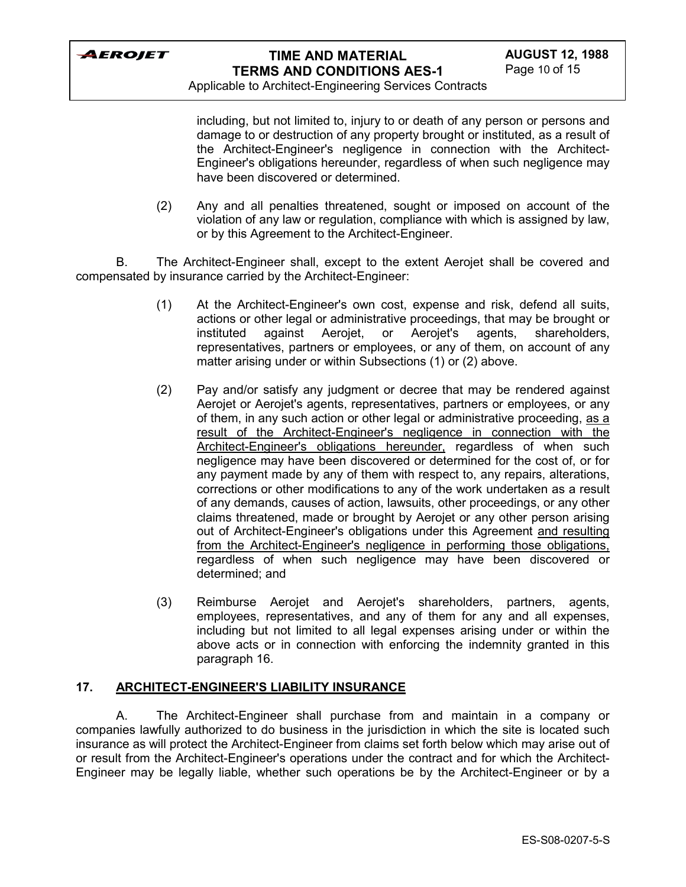including, but not limited to, injury to or death of any person or persons and damage to or destruction of any property brought or instituted, as a result of the Architect-Engineer's negligence in connection with the Architect-Engineer's obligations hereunder, regardless of when such negligence may have been discovered or determined.

(2) Any and all penalties threatened, sought or imposed on account of the violation of any law or regulation, compliance with which is assigned by law, or by this Agreement to the Architect-Engineer.

B. The Architect-Engineer shall, except to the extent Aerojet shall be covered and compensated by insurance carried by the Architect-Engineer:

(1) At the Architect-Engineer's own cost, expense and risk, defend all suits, actions or other legal or administrative proceedings, that may be brought or instituted against Aerojet, or Aerojet's agents, shareholders, representatives, partners or employees, or any of them, on account of any matter arising under or within Subsections (1) or (2) above.

(2) Pay and/or satisfy any judgment or decree that may be rendered against Aerojet or Aerojet's agents, representatives, partners or employees, or any of them, in any such action or other legal or administrative proceeding, <u>as a result of the Architect-Engineer's negligence in connection with the Architect-Engineer's obligations hereunder,</u> regardless of when such negligence may have been discovered or determined for the cost of, or for any payment made by any of them with respect to, any repairs, alterations, corrections or other modifications to any of the work undertaken as a result of any demands, causes of action, lawsuits, other proceedings, or any other claims threatened, made or brought by Aerojet or any other person arising out of Architect-Engineer's obligations under this Agreement <u>and resulting from the Architect-Engineer's negligence in performing those obligations,</u> regardless of when such negligence may have been discovered or determined; and

(3) Reimburse Aerojet and Aerojet's shareholders, partners, agents, employees, representatives, and any of them for any and all expenses, including but not limited to all legal expenses arising under or within the above acts or in connection with enforcing the indemnity granted in this paragraph 16.

## 17. ARCHITECT-ENGINEER'S LIABILITY INSURANCE

A. The Architect-Engineer shall purchase from and maintain in a company or companies lawfully authorized to do business in the jurisdiction in which the site is located such insurance as will protect the Architect-Engineer from claims set forth below which may arise out of or result from the Architect-Engineer's operations under the contract and for which the Architect-Engineer may be legally liable, whether such operations be by the Architect-Engineer or by a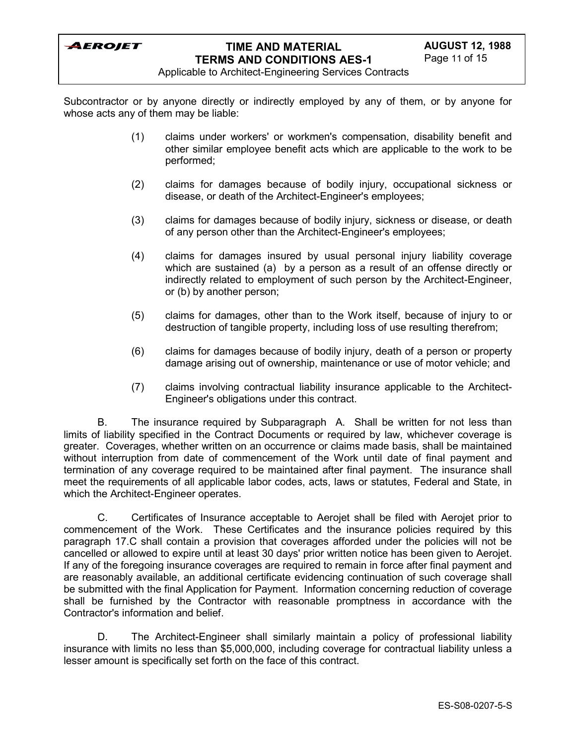Subcontractor or by anyone directly or indirectly employed by any of them, or by anyone for whose acts any of them may be liable:

(1) claims under workers' or workmen's compensation, disability benefit and other similar employee benefit acts which are applicable to the work to be performed;

(2) claims for damages because of bodily injury, occupational sickness or disease, or death of the Architect-Engineer's employees;

(3) claims for damages because of bodily injury, sickness or disease, or death of any person other than the Architect-Engineer's employees;

(4) claims for damages insured by usual personal injury liability coverage which are sustained (a) by a person as a result of an offense directly or indirectly related to employment of such person by the Architect-Engineer, or (b) by another person;

(5) claims for damages, other than to the Work itself, because of injury to or destruction of tangible property, including loss of use resulting therefrom;

(6) claims for damages because of bodily injury, death of a person or property damage arising out of ownership, maintenance or use of motor vehicle; and

(7) claims involving contractual liability insurance applicable to the Architect-Engineer's obligations under this contract.

B. The insurance required by Subparagraph A. Shall be written for not less than limits of liability specified in the Contract Documents or required by law, whichever coverage is greater. Coverages, whether written on an occurrence or claims made basis, shall be maintained without interruption from date of commencement of the Work until date of final payment and termination of any coverage required to be maintained after final payment. The insurance shall meet the requirements of all applicable labor codes, acts, laws or statutes, Federal and State, in which the Architect-Engineer operates.

C. Certificates of Insurance acceptable to Aerojet shall be filed with Aerojet prior to commencement of the Work. These Certificates and the insurance policies required by this paragraph 17.C shall contain a provision that coverages afforded under the policies will not be cancelled or allowed to expire until at least 30 days' prior written notice has been given to Aerojet. If any of the foregoing insurance coverages are required to remain in force after final payment and are reasonably available, an additional certificate evidencing continuation of such coverage shall be submitted with the final Application for Payment. Information concerning reduction of coverage shall be furnished by the Contractor with reasonable promptness in accordance with the Contractor's information and belief.

D. The Architect-Engineer shall similarly maintain a policy of professional liability insurance with limits no less than $5,000,000, including coverage for contractual liability unless a lesser amount is specifically set forth on the face of this contract.

ES-S08-0207-5-S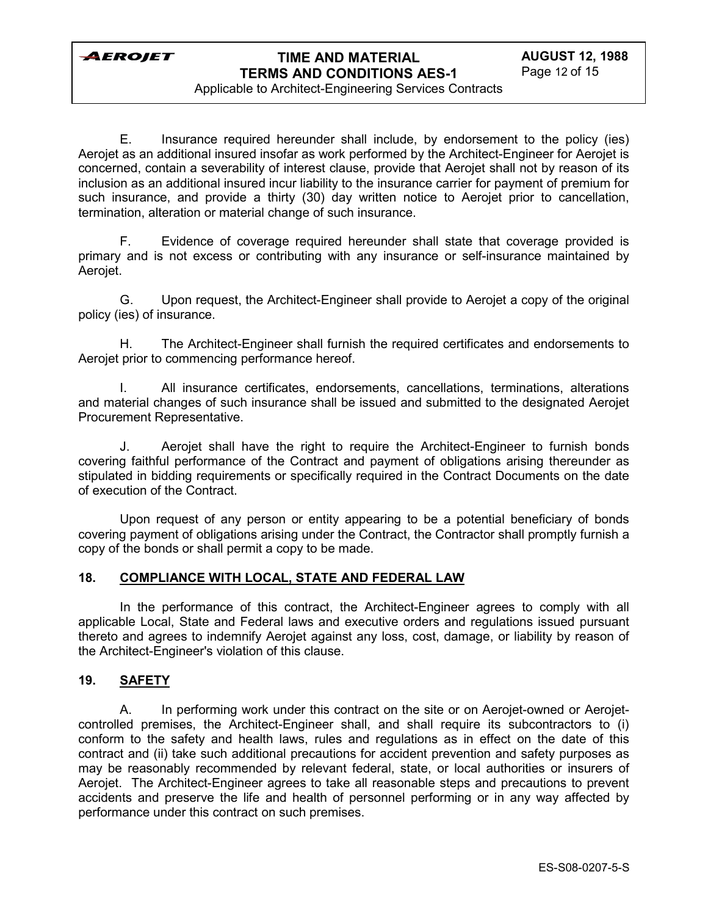E. Insurance required hereunder shall include, by endorsement to the policy (ies) Aerojet as an additional insured insofar as work performed by the Architect-Engineer for Aerojet is concerned, contain a severability of interest clause, provide that Aerojet shall not by reason of its inclusion as an additional insured incur liability to the insurance carrier for payment of premium for such insurance, and provide a thirty (30) day written notice to Aerojet prior to cancellation, termination, alteration or material change of such insurance.

F. Evidence of coverage required hereunder shall state that coverage provided is primary and is not excess or contributing with any insurance or self-insurance maintained by Aerojet.

G. Upon request, the Architect-Engineer shall provide to Aerojet a copy of the original policy (ies) of insurance.

H. The Architect-Engineer shall furnish the required certificates and endorsements to Aerojet prior to commencing performance hereof.

I. All insurance certificates, endorsements, cancellations, terminations, alterations and material changes of such insurance shall be issued and submitted to the designated Aerojet Procurement Representative.

J. Aerojet shall have the right to require the Architect-Engineer to furnish bonds covering faithful performance of the Contract and payment of obligations arising thereunder as stipulated in bidding requirements or specifically required in the Contract Documents on the date of execution of the Contract.

Upon request of any person or entity appearing to be a potential beneficiary of bonds covering payment of obligations arising under the Contract, the Contractor shall promptly furnish a copy of the bonds or shall permit a copy to be made.

## 18. COMPLIANCE WITH LOCAL, STATE AND FEDERAL LAW

In the performance of this contract, the Architect-Engineer agrees to comply with all applicable Local, State and Federal laws and executive orders and regulations issued pursuant thereto and agrees to indemnify Aerojet against any loss, cost, damage, or liability by reason of the Architect-Engineer's violation of this clause.

## 19. SAFETY

A. In performing work under this contract on the site or on Aerojet-owned or Aerojet-controlled premises, the Architect-Engineer shall, and shall require its subcontractors to (i) conform to the safety and health laws, rules and regulations as in effect on the date of this contract and (ii) take such additional precautions for accident prevention and safety purposes as may be reasonably recommended by relevant federal, state, or local authorities or insurers of Aerojet. The Architect-Engineer agrees to take all reasonable steps and precautions to prevent accidents and preserve the life and health of personnel performing or in any way affected by performance under this contract on such premises.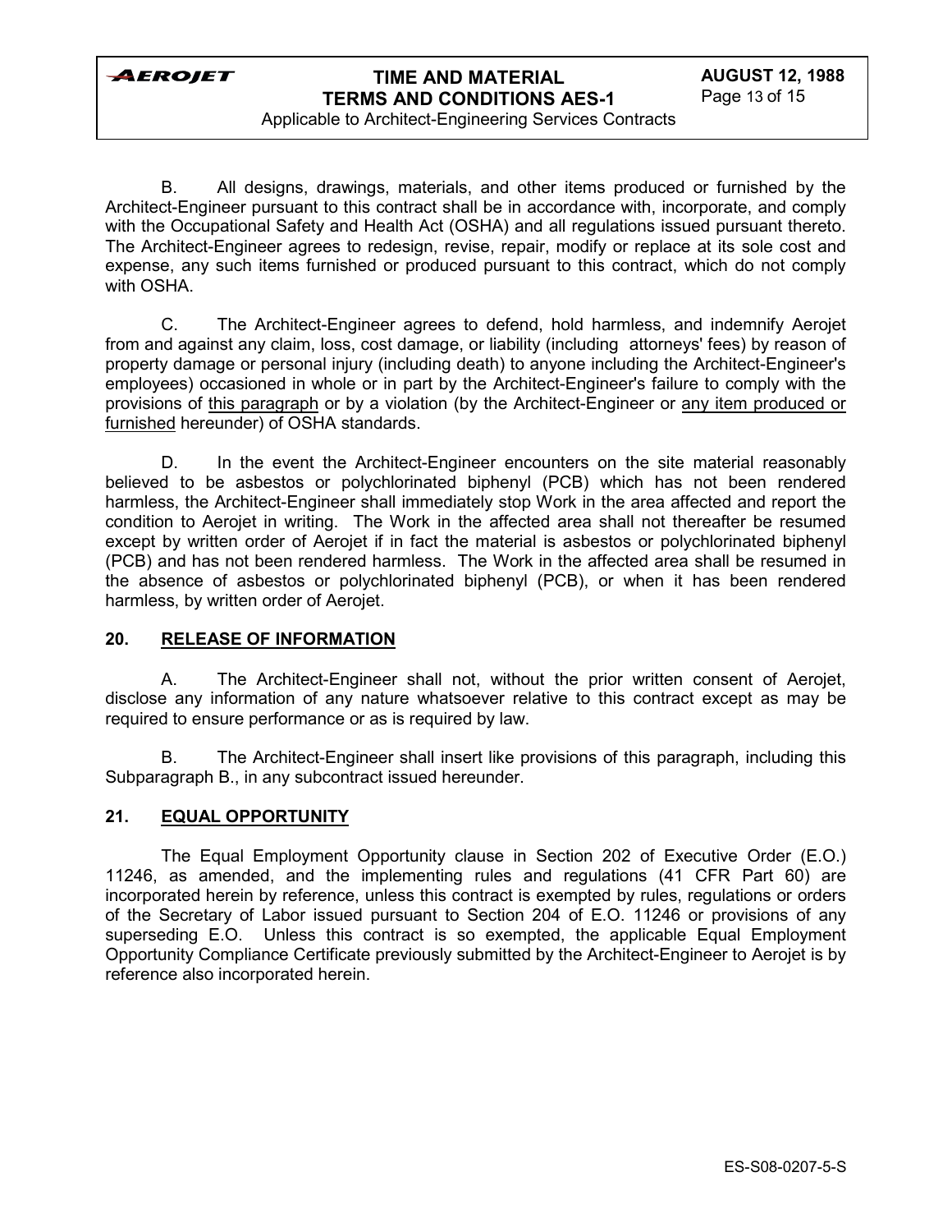B. All designs, drawings, materials, and other items produced or furnished by the Architect-Engineer pursuant to this contract shall be in accordance with, incorporate, and comply with the Occupational Safety and Health Act (OSHA) and all regulations issued pursuant thereto. The Architect-Engineer agrees to redesign, revise, repair, modify or replace at its sole cost and expense, any such items furnished or produced pursuant to this contract, which do not comply with OSHA.

C. The Architect-Engineer agrees to defend, hold harmless, and indemnify Aerojet from and against any claim, loss, cost damage, or liability (including attorneys' fees) by reason of property damage or personal injury (including death) to anyone including the Architect-Engineer's employees) occasioned in whole or in part by the Architect-Engineer's failure to comply with the provisions of <u>this paragraph</u> or by a violation (by the Architect-Engineer or <u>any item produced or furnished</u> hereunder) of OSHA standards.

D. In the event the Architect-Engineer encounters on the site material reasonably believed to be asbestos or polychlorinated biphenyl (PCB) which has not been rendered harmless, the Architect-Engineer shall immediately stop Work in the area affected and report the condition to Aerojet in writing. The Work in the affected area shall not thereafter be resumed except by written order of Aerojet if in fact the material is asbestos or polychlorinated biphenyl (PCB) and has not been rendered harmless. The Work in the affected area shall be resumed in the absence of asbestos or polychlorinated biphenyl (PCB), or when it has been rendered harmless, by written order of Aerojet.

## 20. <u>RELEASE OF INFORMATION</u>

A. The Architect-Engineer shall not, without the prior written consent of Aerojet, disclose any information of any nature whatsoever relative to this contract except as may be required to ensure performance or as is required by law.

B. The Architect-Engineer shall insert like provisions of this paragraph, including this Subparagraph B., in any subcontract issued hereunder.

## 21. <u>EQUAL OPPORTUNITY</u>

The Equal Employment Opportunity clause in Section 202 of Executive Order (E.O.) 11246, as amended, and the implementing rules and regulations (41 CFR Part 60) are incorporated herein by reference, unless this contract is exempted by rules, regulations or orders of the Secretary of Labor issued pursuant to Section 204 of E.O. 11246 or provisions of any superseding E.O. Unless this contract is so exempted, the applicable Equal Employment Opportunity Compliance Certificate previously submitted by the Architect-Engineer to Aerojet is by reference also incorporated herein.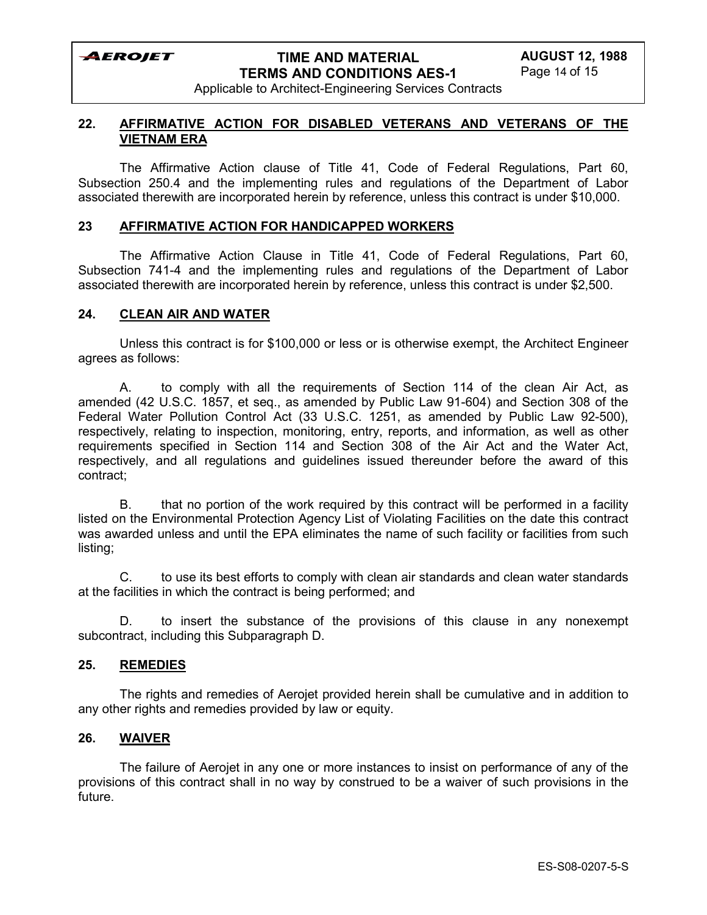## 22. AFFIRMATIVE ACTION FOR DISABLED VETERANS AND VETERANS OF THE VIETNAM ERA

The Affirmative Action clause of Title 41, Code of Federal Regulations, Part 60, Subsection 250.4 and the implementing rules and regulations of the Department of Labor associated therewith are incorporated herein by reference, unless this contract is under $10,000.

## 23 AFFIRMATIVE ACTION FOR HANDICAPPED WORKERS

The Affirmative Action Clause in Title 41, Code of Federal Regulations, Part 60, Subsection 741-4 and the implementing rules and regulations of the Department of Labor associated therewith are incorporated herein by reference, unless this contract is under $2,500.

## 24. CLEAN AIR AND WATER

Unless this contract is for $100,000 or less or is otherwise exempt, the Architect Engineer agrees as follows:

A. to comply with all the requirements of Section 114 of the clean Air Act, as amended (42 U.S.C. 1857, et seq., as amended by Public Law 91-604) and Section 308 of the Federal Water Pollution Control Act (33 U.S.C. 1251, as amended by Public Law 92-500), respectively, relating to inspection, monitoring, entry, reports, and information, as well as other requirements specified in Section 114 and Section 308 of the Air Act and the Water Act, respectively, and all regulations and guidelines issued thereunder before the award of this contract;

B. that no portion of the work required by this contract will be performed in a facility listed on the Environmental Protection Agency List of Violating Facilities on the date this contract was awarded unless and until the EPA eliminates the name of such facility or facilities from such listing;

C. to use its best efforts to comply with clean air standards and clean water standards at the facilities in which the contract is being performed; and

D. to insert the substance of the provisions of this clause in any nonexempt subcontract, including this Subparagraph D.

## 25. REMEDIES

The rights and remedies of Aerojet provided herein shall be cumulative and in addition to any other rights and remedies provided by law or equity.

## 26. WAIVER

The failure of Aerojet in any one or more instances to insist on performance of any of the provisions of this contract shall in no way by construed to be a waiver of such provisions in the future.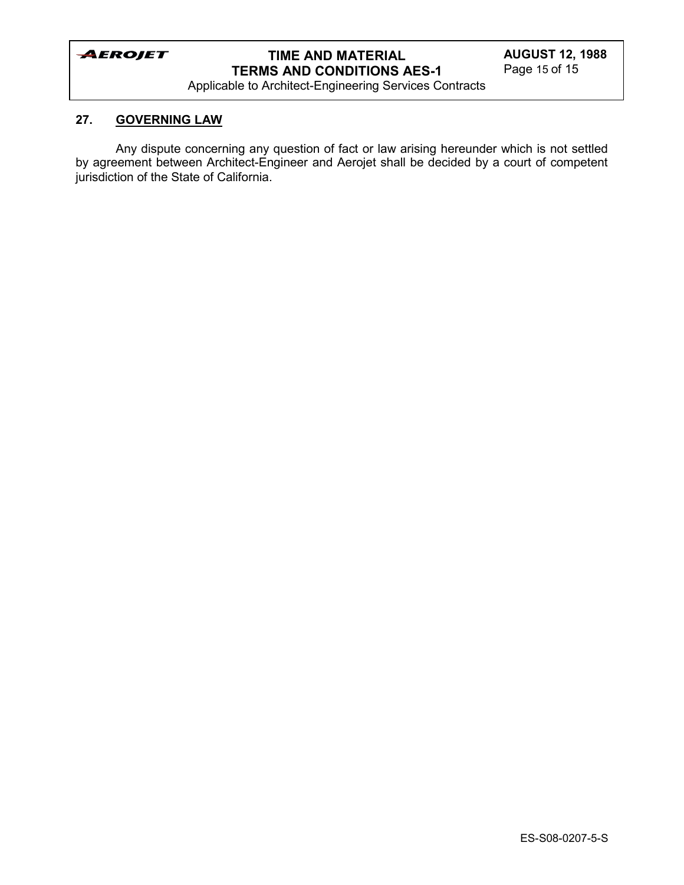## 27. GOVERNING LAW

Any dispute concerning any question of fact or law arising hereunder which is not settled by agreement between Architect-Engineer and Aerojet shall be decided by a court of competent jurisdiction of the State of California.